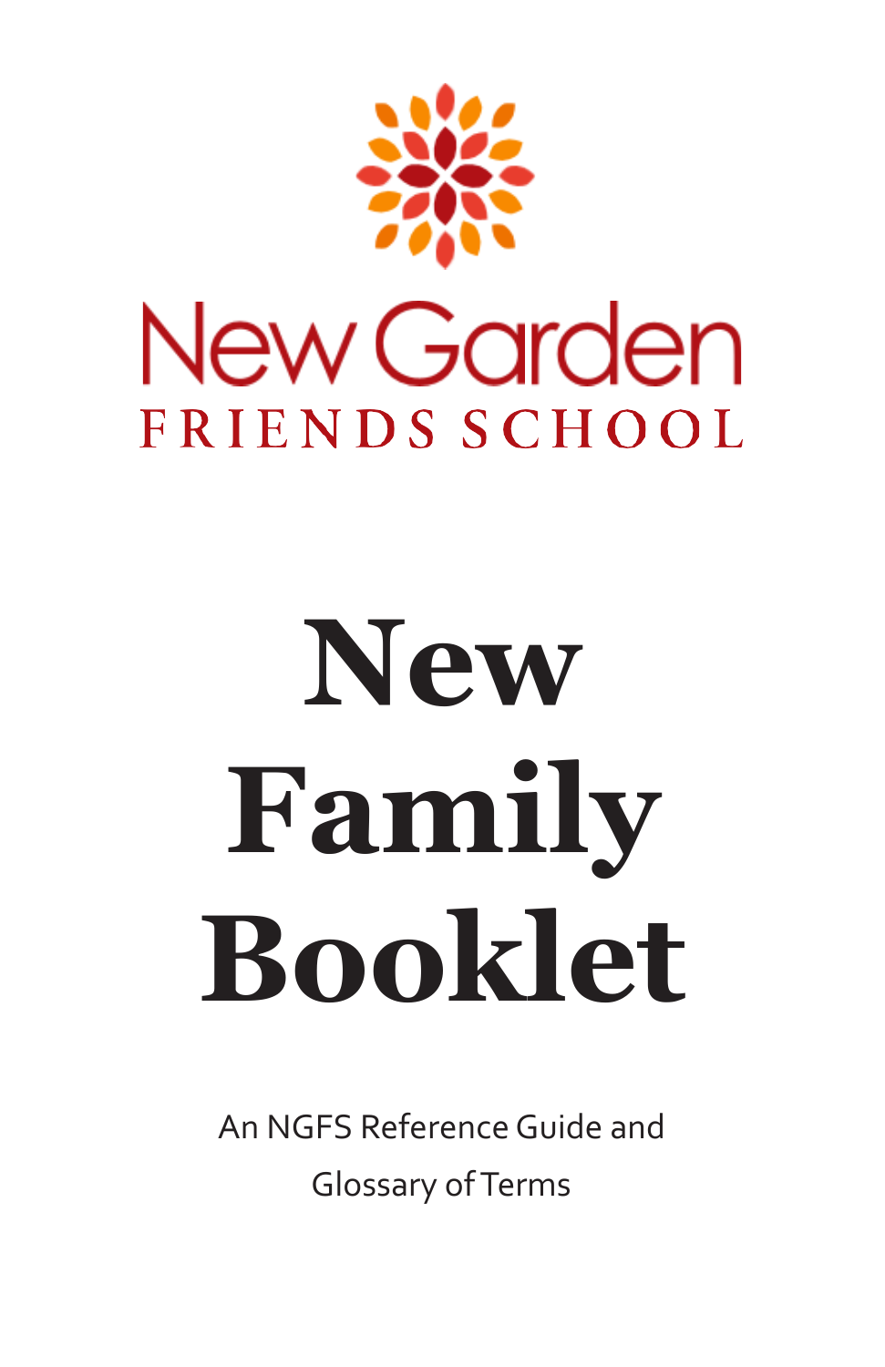New Garden

FRIENDS SCHOOL

# New Family Booklet

An NGFS Reference Guide and

Glossary of Terms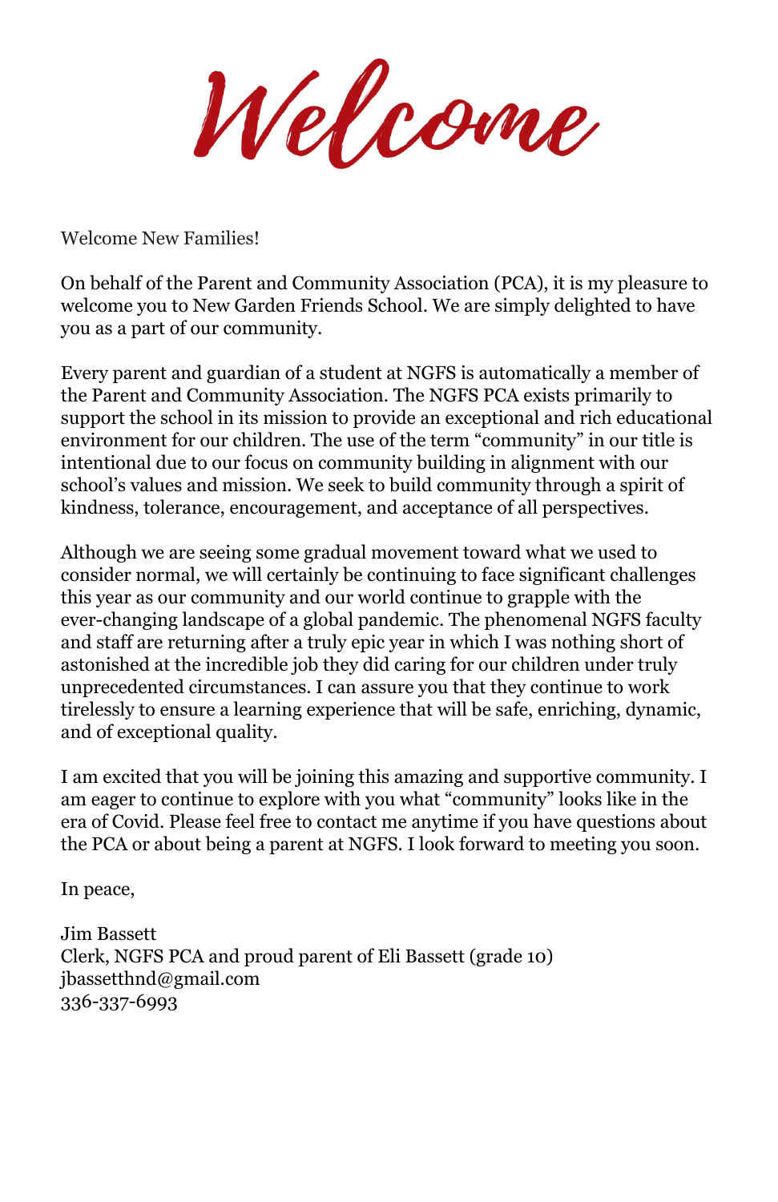# Welcome

Welcome New Families!

On behalf of the Parent and Community Association (PCA), it is my pleasure to welcome you to New Garden Friends School. We are simply delighted to have you as a part of our community.

Every parent and guardian of a student at NGFS is automatically a member of the Parent and Community Association. The NGFS PCA exists primarily to support the school in its mission to provide an exceptional and rich educational environment for our children. The use of the term “community” in our title is intentional due to our focus on community building in alignment with our school’s values and mission. We seek to build community through a spirit of kindness, tolerance, encouragement, and acceptance of all perspectives.

Although we are seeing some gradual movement toward what we used to consider normal, we will certainly be continuing to face significant challenges this year as our community and our world continue to grapple with the ever-changing landscape of a global pandemic. The phenomenal NGFS faculty and staff are returning after a truly epic year in which I was nothing short of astonished at the incredible job they did caring for our children under truly unprecedented circumstances. I can assure you that they continue to work tirelessly to ensure a learning experience that will be safe, enriching, dynamic, and of exceptional quality.

I am excited that you will be joining this amazing and supportive community. I am eager to continue to explore with you what “community” looks like in the era of Covid. Please feel free to contact me anytime if you have questions about the PCA or about being a parent at NGFS. I look forward to meeting you soon.

In peace,

Jim Bassett
Clerk, NGFS PCA and proud parent of Eli Bassett (grade 10)
jbassetthnd@gmail.com
336-337-6993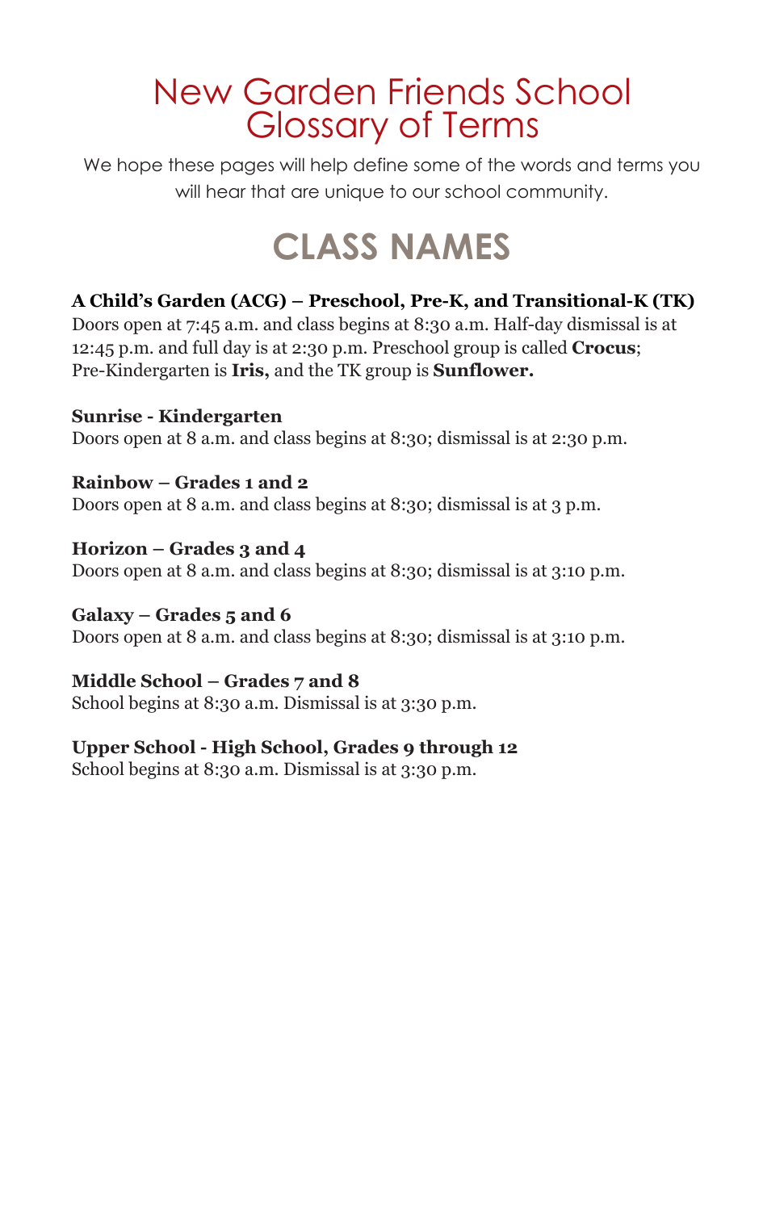# New Garden Friends School Glossary of Terms

We hope these pages will help define some of the words and terms you will hear that are unique to our school community.

## CLASS NAMES

**A Child's Garden (ACG) – Preschool, Pre-K, and Transitional-K (TK)**
Doors open at 7:45 a.m. and class begins at 8:30 a.m. Half-day dismissal is at 12:45 p.m. and full day is at 2:30 p.m. Preschool group is called **Crocus**; Pre-Kindergarten is **Iris,** and the TK group is **Sunflower.**

**Sunrise - Kindergarten**
Doors open at 8 a.m. and class begins at 8:30; dismissal is at 2:30 p.m.

**Rainbow – Grades 1 and 2**
Doors open at 8 a.m. and class begins at 8:30; dismissal is at 3 p.m.

**Horizon – Grades 3 and 4**
Doors open at 8 a.m. and class begins at 8:30; dismissal is at 3:10 p.m.

**Galaxy – Grades 5 and 6**
Doors open at 8 a.m. and class begins at 8:30; dismissal is at 3:10 p.m.

**Middle School – Grades 7 and 8**
School begins at 8:30 a.m. Dismissal is at 3:30 p.m.

**Upper School - High School, Grades 9 through 12**
School begins at 8:30 a.m. Dismissal is at 3:30 p.m.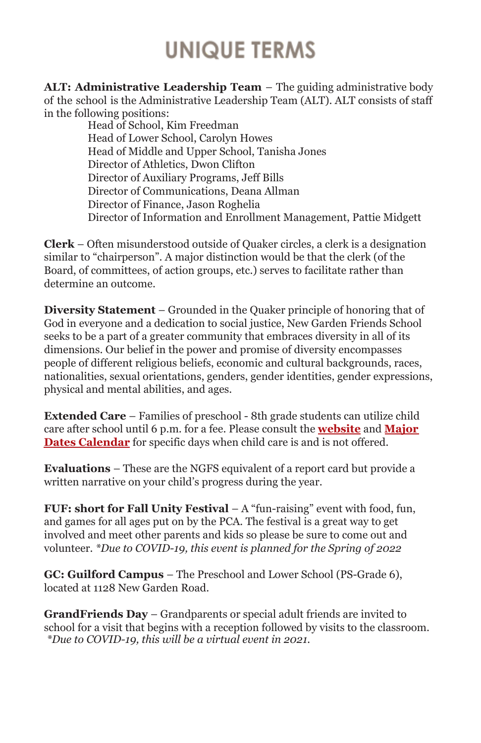# UNIQUE TERMS

**ALT: Administrative Leadership Team** – The guiding administrative body of the school is the Administrative Leadership Team (ALT). ALT consists of staff in the following positions:

- Head of School, Kim Freedman
- Head of Lower School, Carolyn Howes
- Head of Middle and Upper School, Tanisha Jones
- Director of Athletics, Dwon Clifton
- Director of Auxiliary Programs, Jeff Bills
- Director of Communications, Deana Allman
- Director of Finance, Jason Roghelia
- Director of Information and Enrollment Management, Pattie Midgett

**Clerk** – Often misunderstood outside of Quaker circles, a clerk is a designation similar to "chairperson". A major distinction would be that the clerk (of the Board, of committees, of action groups, etc.) serves to facilitate rather than determine an outcome.

**Diversity Statement** – Grounded in the Quaker principle of honoring that of God in everyone and a dedication to social justice, New Garden Friends School seeks to be a part of a greater community that embraces diversity in all of its dimensions. Our belief in the power and promise of diversity encompasses people of different religious beliefs, economic and cultural backgrounds, races, nationalities, sexual orientations, genders, gender identities, gender expressions, physical and mental abilities, and ages.

**Extended Care** – Families of preschool - 8th grade students can utilize child care after school until 6 p.m. for a fee. Please consult the **website** and **Major Dates Calendar** for specific days when child care is and is not offered.

**Evaluations** – These are the NGFS equivalent of a report card but provide a written narrative on your child's progress during the year.

**FUF: short for Fall Unity Festival** – A "fun-raising" event with food, fun, and games for all ages put on by the PCA. The festival is a great way to get involved and meet other parents and kids so please be sure to come out and volunteer. *\*Due to COVID-19, this event is planned for the Spring of 2022*

**GC: Guilford Campus** – The Preschool and Lower School (PS-Grade 6), located at 1128 New Garden Road.

**GrandFriends Day** – Grandparents or special adult friends are invited to school for a visit that begins with a reception followed by visits to the classroom. *\*Due to COVID-19, this will be a virtual event in 2021.*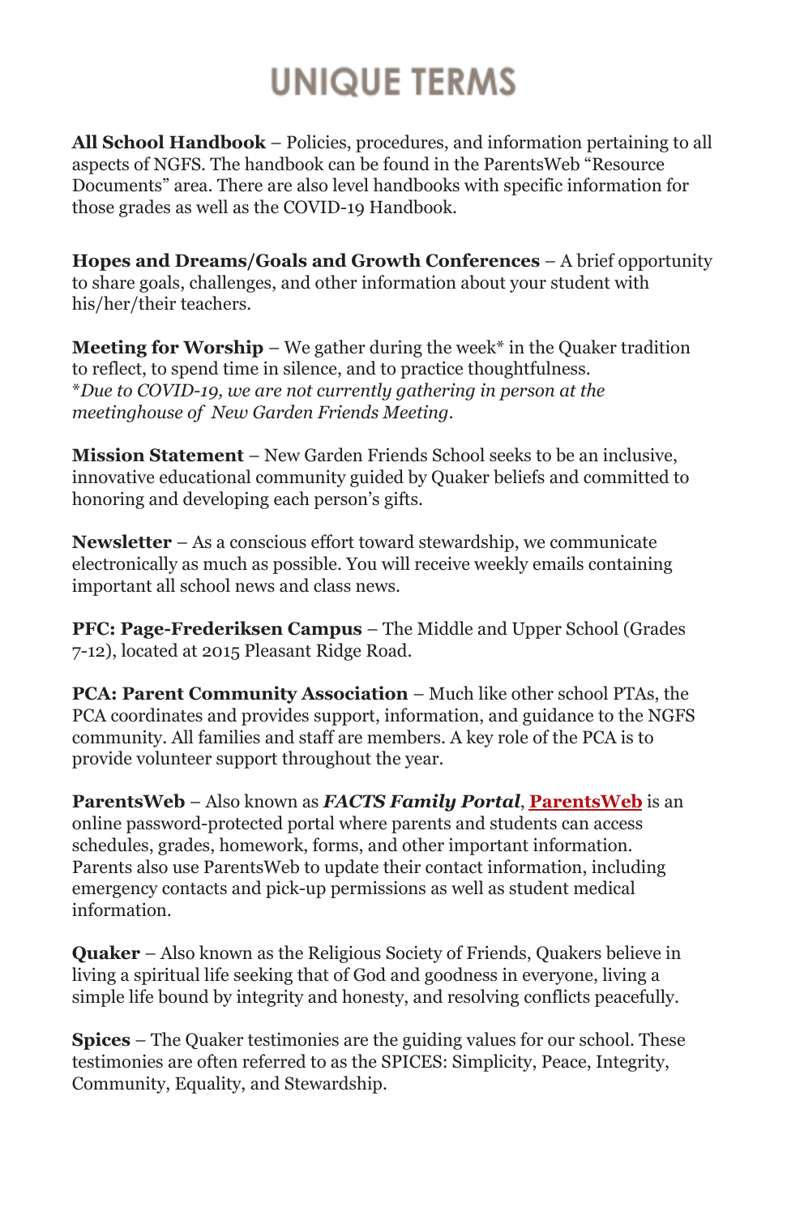# UNIQUE TERMS

**All School Handbook** – Policies, procedures, and information pertaining to all aspects of NGFS. The handbook can be found in the ParentsWeb "Resource Documents" area. There are also level handbooks with specific information for those grades as well as the COVID-19 Handbook.

**Hopes and Dreams/Goals and Growth Conferences** – A brief opportunity to share goals, challenges, and other information about your student with his/her/their teachers.

**Meeting for Worship** – We gather during the week* in the Quaker tradition to reflect, to spend time in silence, and to practice thoughtfulness.
**Due to COVID-19, we are not currently gathering in person at the meetinghouse of New Garden Friends Meeting.*

**Mission Statement** – New Garden Friends School seeks to be an inclusive, innovative educational community guided by Quaker beliefs and committed to honoring and developing each person's gifts.

**Newsletter** – As a conscious effort toward stewardship, we communicate electronically as much as possible. You will receive weekly emails containing important all school news and class news.

**PFC: Page-Frederiksen Campus** – The Middle and Upper School (Grades 7-12), located at 2015 Pleasant Ridge Road.

**PCA: Parent Community Association** – Much like other school PTAs, the PCA coordinates and provides support, information, and guidance to the NGFS community. All families and staff are members. A key role of the PCA is to provide volunteer support throughout the year.

**ParentsWeb** – Also known as ***FACTS Family Portal***, **ParentsWeb** is an online password-protected portal where parents and students can access schedules, grades, homework, forms, and other important information. Parents also use ParentsWeb to update their contact information, including emergency contacts and pick-up permissions as well as student medical information.

**Quaker** – Also known as the Religious Society of Friends, Quakers believe in living a spiritual life seeking that of God and goodness in everyone, living a simple life bound by integrity and honesty, and resolving conflicts peacefully.

**Spices** – The Quaker testimonies are the guiding values for our school. These testimonies are often referred to as the SPICES: Simplicity, Peace, Integrity, Community, Equality, and Stewardship.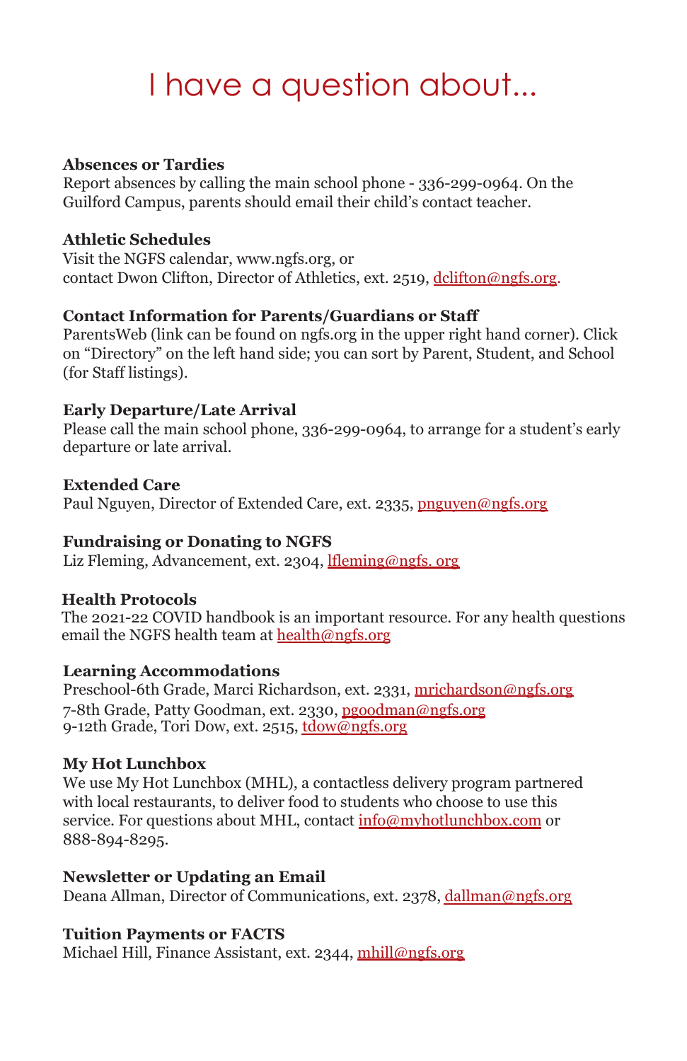# I have a question about...

**Absences or Tardies**
Report absences by calling the main school phone - 336-299-0964. On the Guilford Campus, parents should email their child's contact teacher.

**Athletic Schedules**
Visit the NGFS calendar, www.ngfs.org, or
contact Dwon Clifton, Director of Athletics, ext. 2519, dclifton@ngfs.org.

**Contact Information for Parents/Guardians or Staff**
ParentsWeb (link can be found on ngfs.org in the upper right hand corner). Click on "Directory" on the left hand side; you can sort by Parent, Student, and School (for Staff listings).

**Early Departure/Late Arrival**
Please call the main school phone, 336-299-0964, to arrange for a student's early departure or late arrival.

**Extended Care**
Paul Nguyen, Director of Extended Care, ext. 2335, pnguyen@ngfs.org

**Fundraising or Donating to NGFS**
Liz Fleming, Advancement, ext. 2304, lfleming@ngfs. org

**Health Protocols**
The 2021-22 COVID handbook is an important resource. For any health questions email the NGFS health team at health@ngfs.org

**Learning Accommodations**
Preschool-6th Grade, Marci Richardson, ext. 2331, mrichardson@ngfs.org
7-8th Grade, Patty Goodman, ext. 2330, pgoodman@ngfs.org
9-12th Grade, Tori Dow, ext. 2515, tdow@ngfs.org

**My Hot Lunchbox**
We use My Hot Lunchbox (MHL), a contactless delivery program partnered with local restaurants, to deliver food to students who choose to use this service. For questions about MHL, contact info@myhotlunchbox.com or 888-894-8295.

**Newsletter or Updating an Email**
Deana Allman, Director of Communications, ext. 2378, dallman@ngfs.org

**Tuition Payments or FACTS**
Michael Hill, Finance Assistant, ext. 2344, mhill@ngfs.org